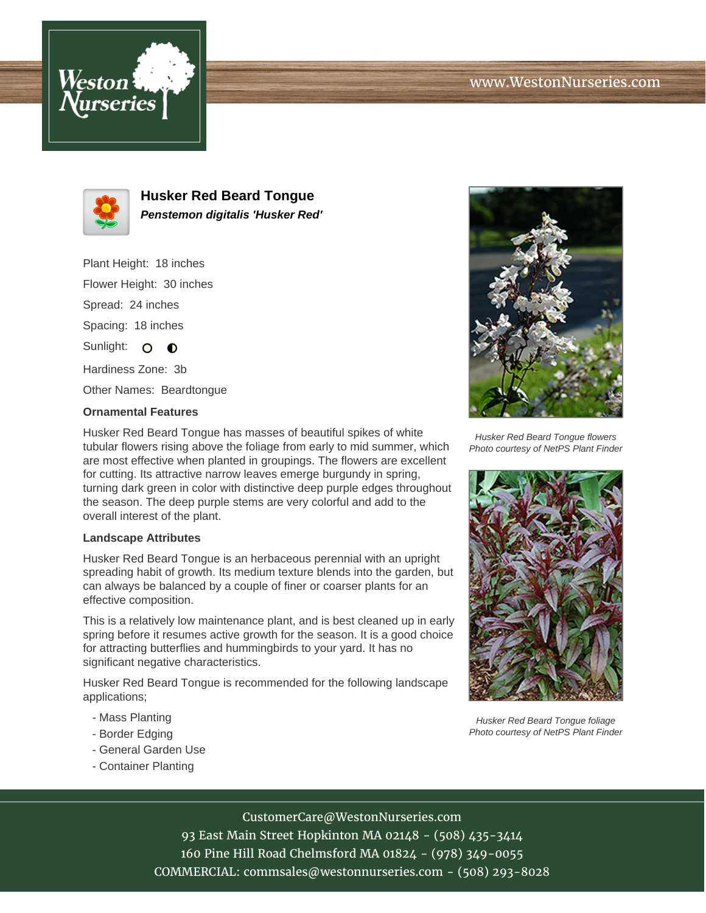# Husker Red Beard Tongue

***Penstemon digitalis 'Husker Red'***

Plant Height: 18 inches

Flower Height: 30 inches

Spread: 24 inches

Spacing: 18 inches

Sunlight:

Hardiness Zone: 3b

Other Names: Beardtongue

### Ornamental Features

Husker Red Beard Tongue has masses of beautiful spikes of white tubular flowers rising above the foliage from early to mid summer, which are most effective when planted in groupings. The flowers are excellent for cutting. Its attractive narrow leaves emerge burgundy in spring, turning dark green in color with distinctive deep purple edges throughout the season. The deep purple stems are very colorful and add to the overall interest of the plant.

### Landscape Attributes

Husker Red Beard Tongue is an herbaceous perennial with an upright spreading habit of growth. Its medium texture blends into the garden, but can always be balanced by a couple of finer or coarser plants for an effective composition.

This is a relatively low maintenance plant, and is best cleaned up in early spring before it resumes active growth for the season. It is a good choice for attracting butterflies and hummingbirds to your yard. It has no significant negative characteristics.

Husker Red Beard Tongue is recommended for the following landscape applications;

- Mass Planting
- Border Edging
- General Garden Use
- Container Planting

*Husker Red Beard Tongue flowers*
*Photo courtesy of NetPS Plant Finder*

*Husker Red Beard Tongue foliage*
*Photo courtesy of NetPS Plant Finder*

CustomerCare@WestonNurseries.com
93 East Main Street Hopkinton MA 02148 - (508) 435-3414
160 Pine Hill Road Chelmsford MA 01824 - (978) 349-0055
COMMERCIAL: commsales@westonnurseries.com - (508) 293-8028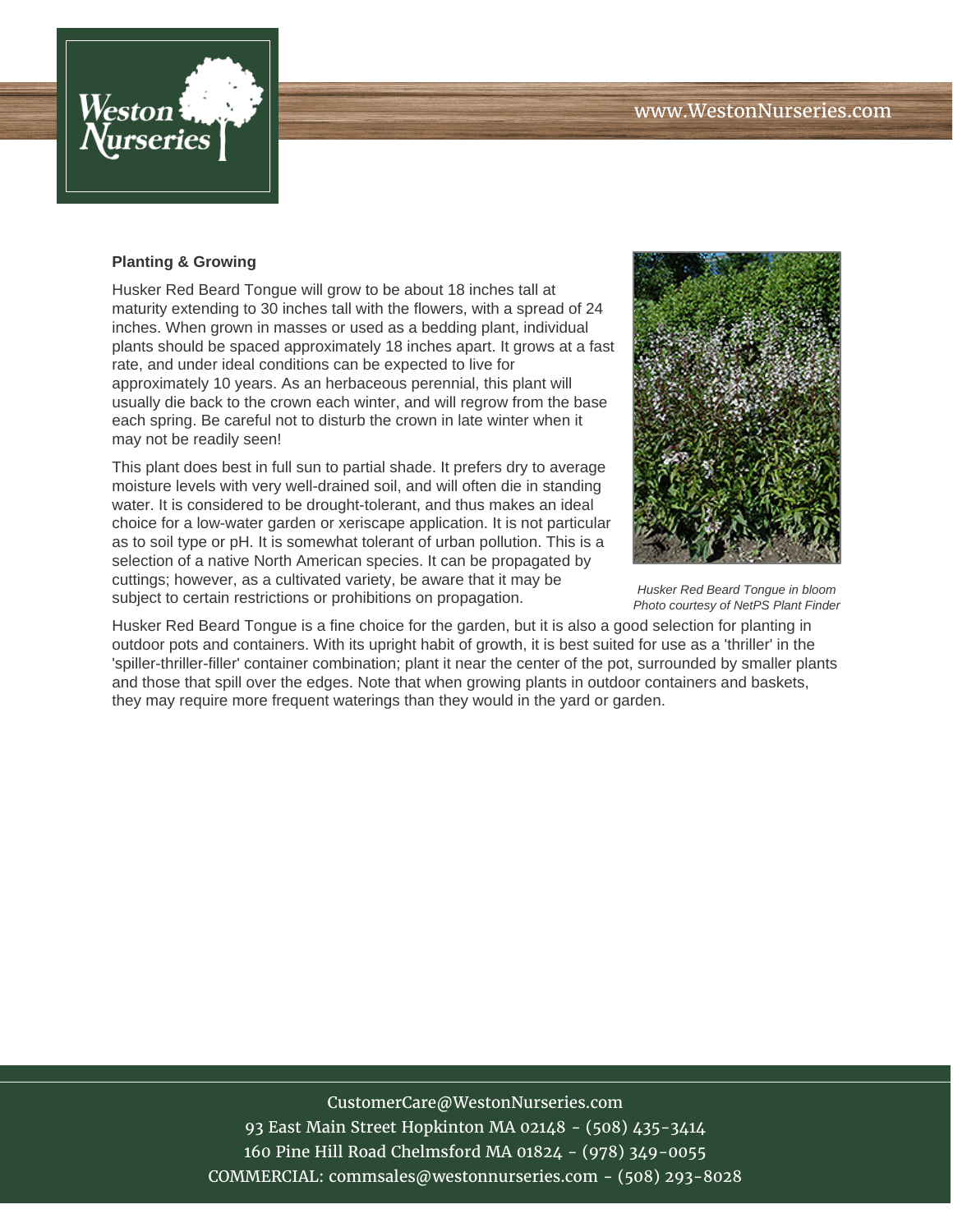**Planting & Growing**

Husker Red Beard Tongue will grow to be about 18 inches tall at maturity extending to 30 inches tall with the flowers, with a spread of 24 inches. When grown in masses or used as a bedding plant, individual plants should be spaced approximately 18 inches apart. It grows at a fast rate, and under ideal conditions can be expected to live for approximately 10 years. As an herbaceous perennial, this plant will usually die back to the crown each winter, and will regrow from the base each spring. Be careful not to disturb the crown in late winter when it may not be readily seen!

This plant does best in full sun to partial shade. It prefers dry to average moisture levels with very well-drained soil, and will often die in standing water. It is considered to be drought-tolerant, and thus makes an ideal choice for a low-water garden or xeriscape application. It is not particular as to soil type or pH. It is somewhat tolerant of urban pollution. This is a selection of a native North American species. It can be propagated by cuttings; however, as a cultivated variety, be aware that it may be subject to certain restrictions or prohibitions on propagation.

*Husker Red Beard Tongue in bloom*
*Photo courtesy of NetPS Plant Finder*

Husker Red Beard Tongue is a fine choice for the garden, but it is also a good selection for planting in outdoor pots and containers. With its upright habit of growth, it is best suited for use as a 'thriller' in the 'spiller-thriller-filler' container combination; plant it near the center of the pot, surrounded by smaller plants and those that spill over the edges. Note that when growing plants in outdoor containers and baskets, they may require more frequent waterings than they would in the yard or garden.